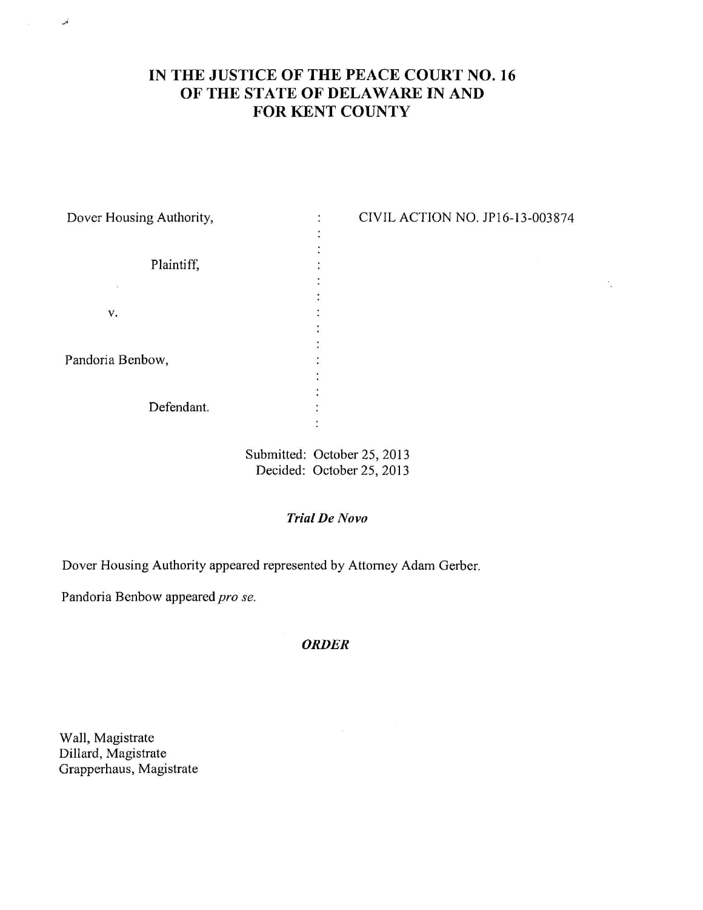# IN THE JUSTICE OF THE PEACE COURT NO. 16 OF THE STATE OF DELAWARE IN AND FOR KENT COUNTY

| | | |
|---|---|---|
| Dover Housing Authority, | : | CIVIL ACTION NO. JP16-13-003874 |
| Plaintiff, | : | |
| v. | : | |
| Pandoria Benbow, | : | |
| Defendant. | : | |

Submitted: October 25, 2013
Decided: October 25, 2013

*Trial De Novo*

Dover Housing Authority appeared represented by Attorney Adam Gerber.

Pandoria Benbow appeared *pro se.*

***ORDER***

Wall, Magistrate
Dillard, Magistrate
Grapperhaus, Magistrate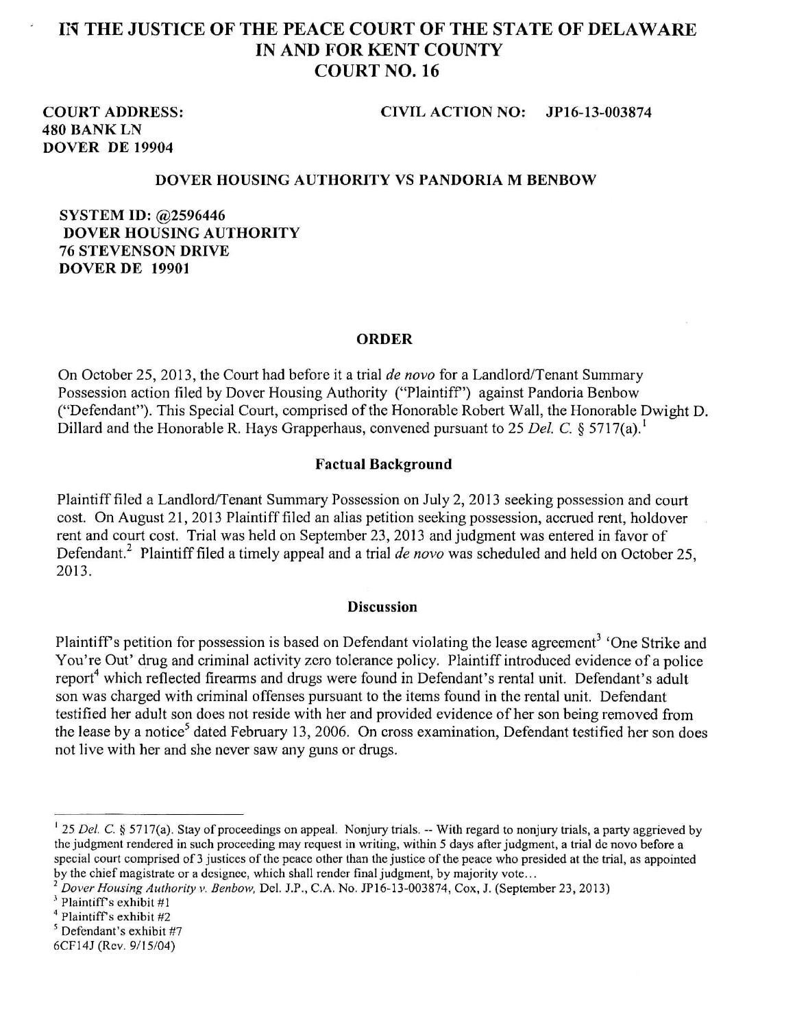# IN THE JUSTICE OF THE PEACE COURT OF THE STATE OF DELAWARE IN AND FOR KENT COUNTY COURT NO. 16

**COURT ADDRESS:**
**480 BANK LN**
**DOVER DE 19904**

**CIVIL ACTION NO: JP16-13-003874**

**DOVER HOUSING AUTHORITY VS PANDORIA M BENBOW**

**SYSTEM ID: @2596446**
**DOVER HOUSING AUTHORITY**
**76 STEVENSON DRIVE**
**DOVER DE 19901**

## ORDER

On October 25, 2013, the Court had before it a trial *de novo* for a Landlord/Tenant Summary Possession action filed by Dover Housing Authority ("Plaintiff") against Pandoria Benbow ("Defendant"). This Special Court, comprised of the Honorable Robert Wall, the Honorable Dwight D. Dillard and the Honorable R. Hays Grapperhaus, convened pursuant to 25 *Del. C.* § 5717(a).[1]

### Factual Background

Plaintiff filed a Landlord/Tenant Summary Possession on July 2, 2013 seeking possession and court cost. On August 21, 2013 Plaintiff filed an alias petition seeking possession, accrued rent, holdover rent and court cost. Trial was held on September 23, 2013 and judgment was entered in favor of Defendant.[2] Plaintiff filed a timely appeal and a trial *de novo* was scheduled and held on October 25, 2013.

### Discussion

Plaintiff's petition for possession is based on Defendant violating the lease agreement[3] 'One Strike and You're Out' drug and criminal activity zero tolerance policy. Plaintiff introduced evidence of a police report[4] which reflected firearms and drugs were found in Defendant's rental unit. Defendant's adult son was charged with criminal offenses pursuant to the items found in the rental unit. Defendant testified her adult son does not reside with her and provided evidence of her son being removed from the lease by a notice[5] dated February 13, 2006. On cross examination, Defendant testified her son does not live with her and she never saw any guns or drugs.

---

[1] 25 *Del. C.* § 5717(a). Stay of proceedings on appeal. Nonjury trials. -- With regard to nonjury trials, a party aggrieved by the judgment rendered in such proceeding may request in writing, within 5 days after judgment, a trial de novo before a special court comprised of 3 justices of the peace other than the justice of the peace who presided at the trial, as appointed by the chief magistrate or a designee, which shall render final judgment, by majority vote...

[2] *Dover Housing Authority v. Benbow,* Del. J.P., C.A. No. JP16-13-003874, Cox, J. (September 23, 2013)

[3] Plaintiff's exhibit #1

[4] Plaintiff's exhibit #2

[5] Defendant's exhibit #7

6CF14J (Rev. 9/15/04)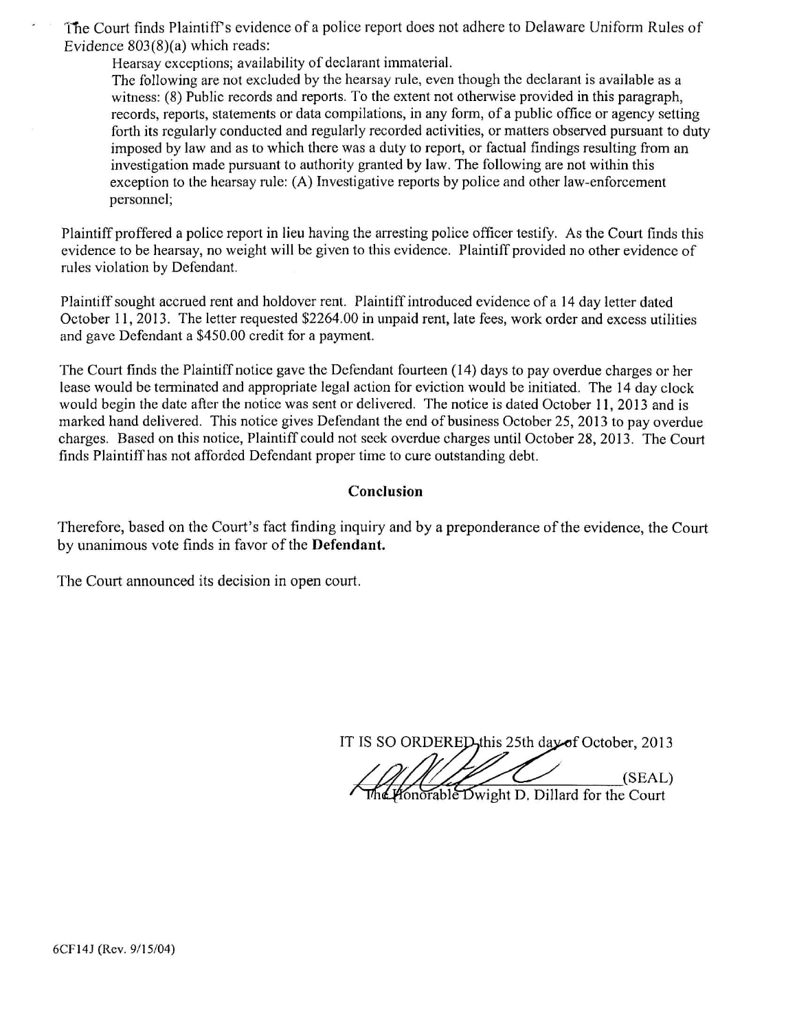The Court finds Plaintiff's evidence of a police report does not adhere to Delaware Uniform Rules of Evidence 803(8)(a) which reads:

> Hearsay exceptions; availability of declarant immaterial.
>
> The following are not excluded by the hearsay rule, even though the declarant is available as a witness: (8) Public records and reports. To the extent not otherwise provided in this paragraph, records, reports, statements or data compilations, in any form, of a public office or agency setting forth its regularly conducted and regularly recorded activities, or matters observed pursuant to duty imposed by law and as to which there was a duty to report, or factual findings resulting from an investigation made pursuant to authority granted by law. The following are not within this exception to the hearsay rule: (A) Investigative reports by police and other law-enforcement personnel;

Plaintiff proffered a police report in lieu having the arresting police officer testify. As the Court finds this evidence to be hearsay, no weight will be given to this evidence. Plaintiff provided no other evidence of rules violation by Defendant.

Plaintiff sought accrued rent and holdover rent. Plaintiff introduced evidence of a 14 day letter dated October 11, 2013. The letter requested $2264.00 in unpaid rent, late fees, work order and excess utilities and gave Defendant a $450.00 credit for a payment.

The Court finds the Plaintiff notice gave the Defendant fourteen (14) days to pay overdue charges or her lease would be terminated and appropriate legal action for eviction would be initiated. The 14 day clock would begin the date after the notice was sent or delivered. The notice is dated October 11, 2013 and is marked hand delivered. This notice gives Defendant the end of business October 25, 2013 to pay overdue charges. Based on this notice, Plaintiff could not seek overdue charges until October 28, 2013. The Court finds Plaintiff has not afforded Defendant proper time to cure outstanding debt.

**Conclusion**

Therefore, based on the Court's fact finding inquiry and by a preponderance of the evidence, the Court by unanimous vote finds in favor of the **Defendant.**

The Court announced its decision in open court.

IT IS SO ORDERED this 25th day of October, 2013

_______________________ (SEAL)
The Honorable Dwight D. Dillard for the Court

6CF14J (Rev. 9/15/04)